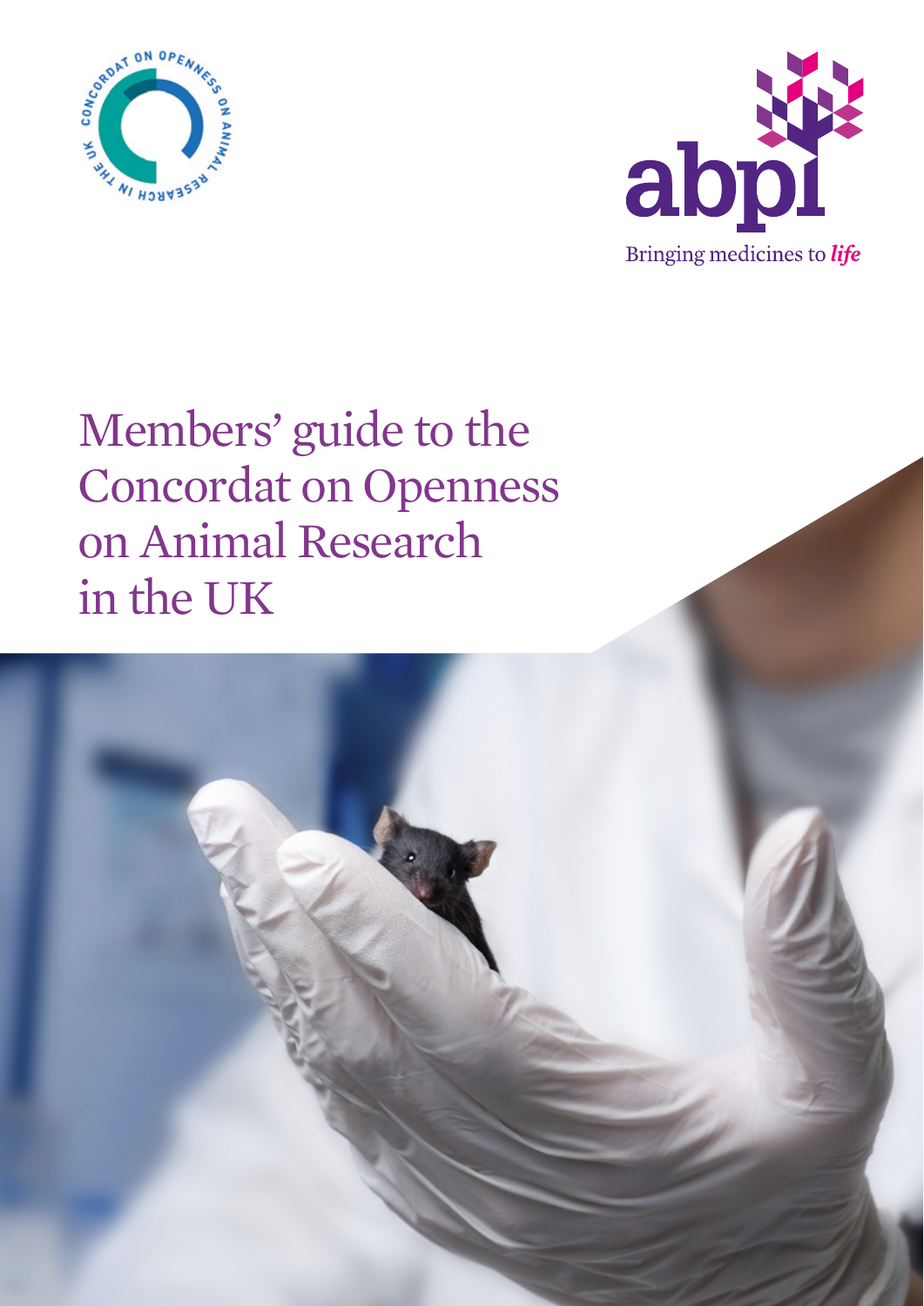# Members' guide to the Concordat on Openness on Animal Research in the UK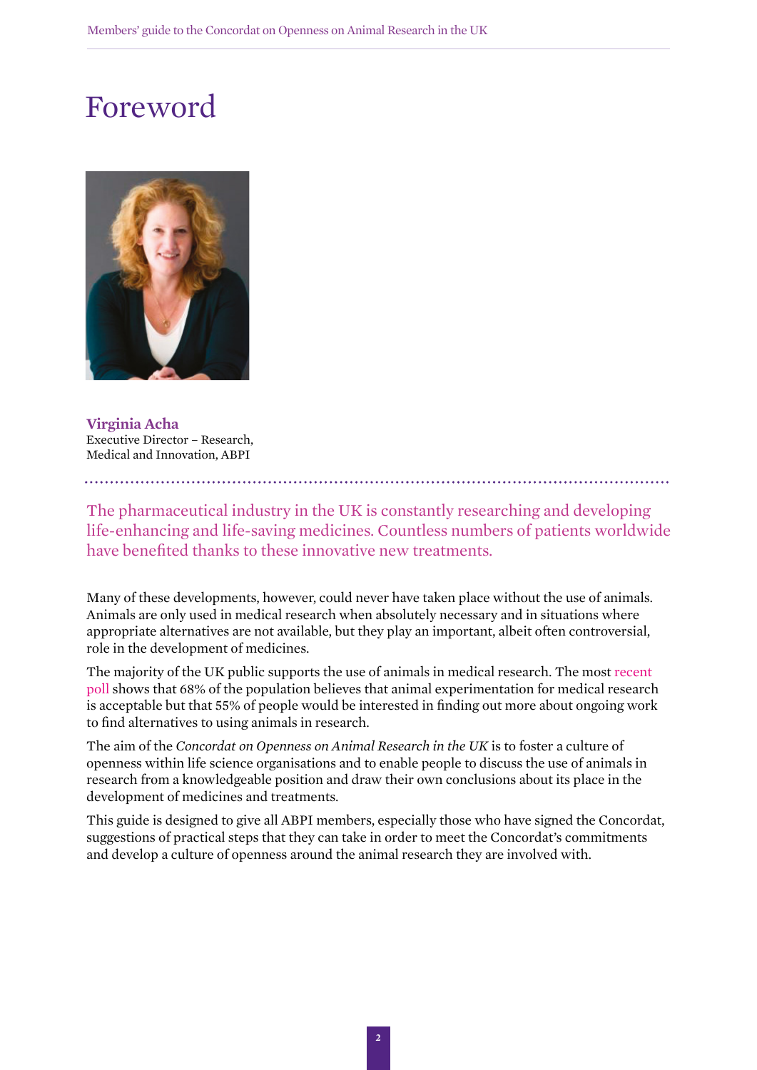# Foreword

**Virginia Acha**
Executive Director – Research, Medical and Innovation, ABPI

The pharmaceutical industry in the UK is constantly researching and developing life-enhancing and life-saving medicines. Countless numbers of patients worldwide have benefited thanks to these innovative new treatments.

Many of these developments, however, could never have taken place without the use of animals. Animals are only used in medical research when absolutely necessary and in situations where appropriate alternatives are not available, but they play an important, albeit often controversial, role in the development of medicines.

The majority of the UK public supports the use of animals in medical research. The most recent poll shows that 68% of the population believes that animal experimentation for medical research is acceptable but that 55% of people would be interested in finding out more about ongoing work to find alternatives to using animals in research.

The aim of the *Concordat on Openness on Animal Research in the UK* is to foster a culture of openness within life science organisations and to enable people to discuss the use of animals in research from a knowledgeable position and draw their own conclusions about its place in the development of medicines and treatments.

This guide is designed to give all ABPI members, especially those who have signed the Concordat, suggestions of practical steps that they can take in order to meet the Concordat's commitments and develop a culture of openness around the animal research they are involved with.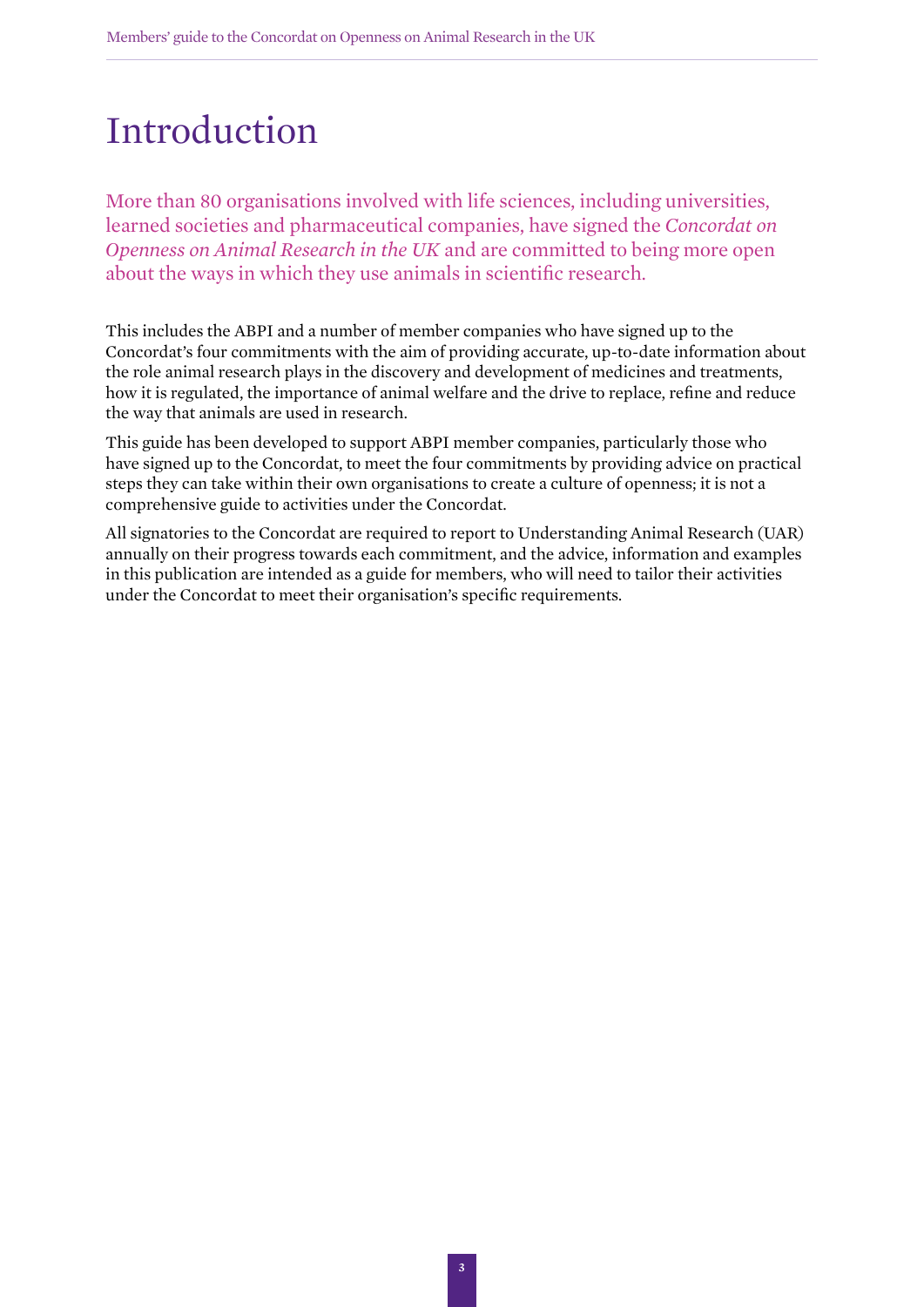# Introduction

More than 80 organisations involved with life sciences, including universities, learned societies and pharmaceutical companies, have signed the *Concordat on Openness on Animal Research in the UK* and are committed to being more open about the ways in which they use animals in scientific research.

This includes the ABPI and a number of member companies who have signed up to the Concordat's four commitments with the aim of providing accurate, up-to-date information about the role animal research plays in the discovery and development of medicines and treatments, how it is regulated, the importance of animal welfare and the drive to replace, refine and reduce the way that animals are used in research.

This guide has been developed to support ABPI member companies, particularly those who have signed up to the Concordat, to meet the four commitments by providing advice on practical steps they can take within their own organisations to create a culture of openness; it is not a comprehensive guide to activities under the Concordat.

All signatories to the Concordat are required to report to Understanding Animal Research (UAR) annually on their progress towards each commitment, and the advice, information and examples in this publication are intended as a guide for members, who will need to tailor their activities under the Concordat to meet their organisation's specific requirements.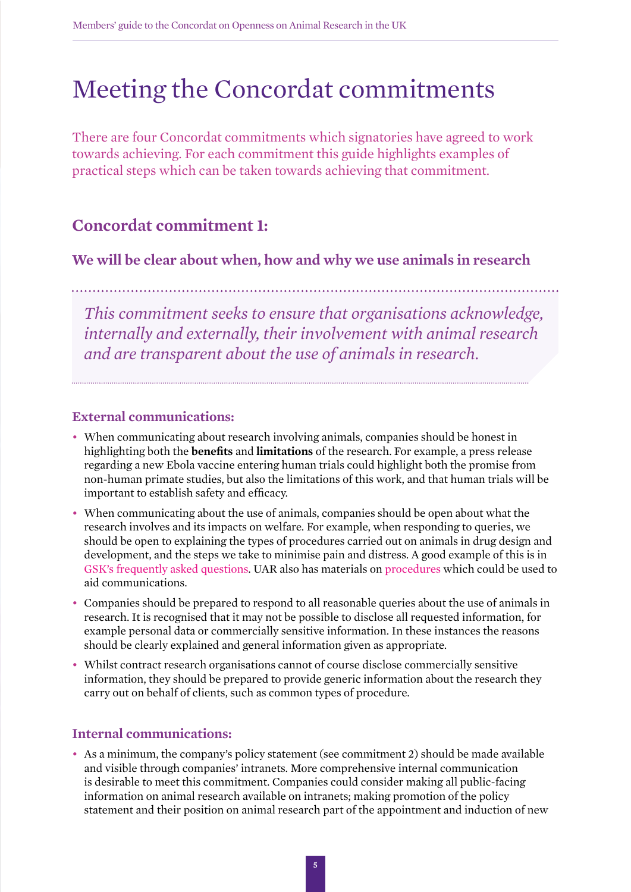# Meeting the Concordat commitments

There are four Concordat commitments which signatories have agreed to work towards achieving. For each commitment this guide highlights examples of practical steps which can be taken towards achieving that commitment.

## Concordat commitment 1:

### We will be clear about when, how and why we use animals in research

*This commitment seeks to ensure that organisations acknowledge, internally and externally, their involvement with animal research and are transparent about the use of animals in research.*

#### External communications:

- When communicating about research involving animals, companies should be honest in highlighting both the **benefits** and **limitations** of the research. For example, a press release regarding a new Ebola vaccine entering human trials could highlight both the promise from non-human primate studies, but also the limitations of this work, and that human trials will be important to establish safety and efficacy.
- When communicating about the use of animals, companies should be open about what the research involves and its impacts on welfare. For example, when responding to queries, we should be open to explaining the types of procedures carried out on animals in drug design and development, and the steps we take to minimise pain and distress. A good example of this is in GSK's frequently asked questions. UAR also has materials on procedures which could be used to aid communications.
- Companies should be prepared to respond to all reasonable queries about the use of animals in research. It is recognised that it may not be possible to disclose all requested information, for example personal data or commercially sensitive information. In these instances the reasons should be clearly explained and general information given as appropriate.
- Whilst contract research organisations cannot of course disclose commercially sensitive information, they should be prepared to provide generic information about the research they carry out on behalf of clients, such as common types of procedure.

#### Internal communications:

- As a minimum, the company's policy statement (see commitment 2) should be made available and visible through companies' intranets. More comprehensive internal communication is desirable to meet this commitment. Companies could consider making all public-facing information on animal research available on intranets; making promotion of the policy statement and their position on animal research part of the appointment and induction of new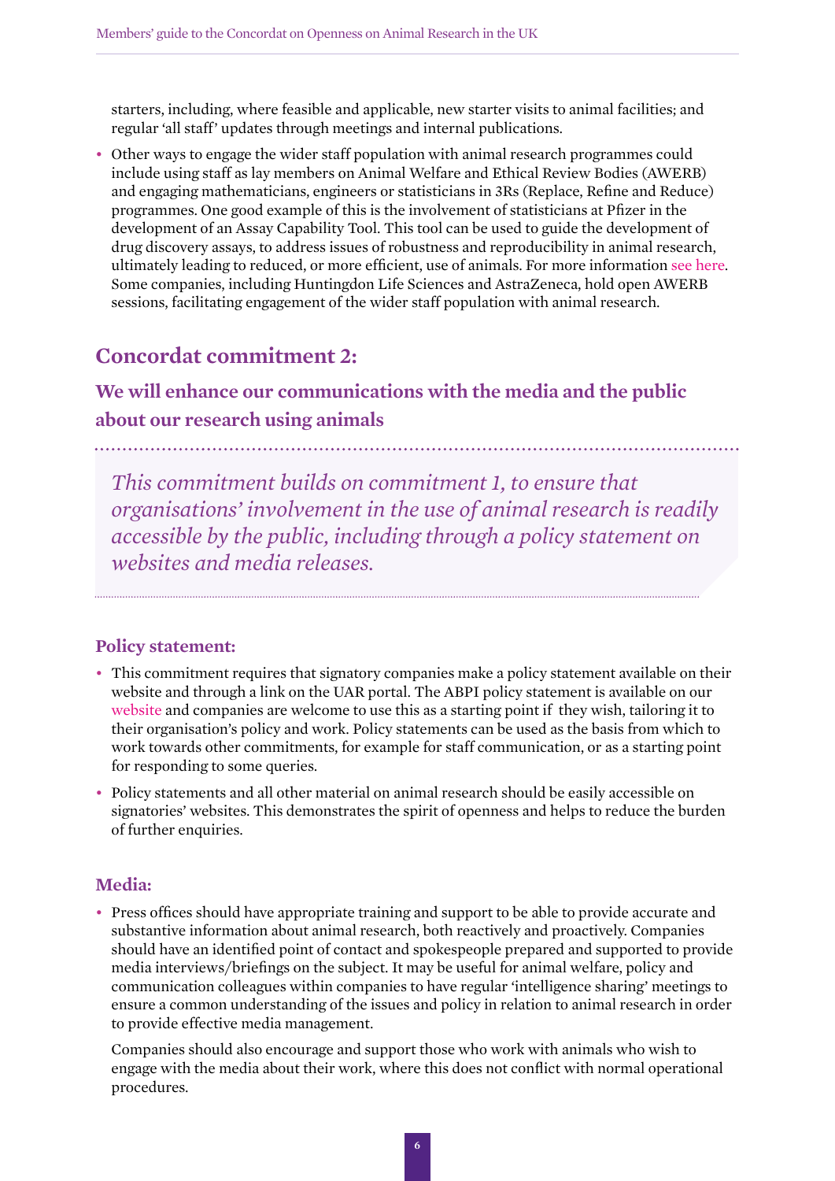starters, including, where feasible and applicable, new starter visits to animal facilities; and regular 'all staff' updates through meetings and internal publications.

- Other ways to engage the wider staff population with animal research programmes could include using staff as lay members on Animal Welfare and Ethical Review Bodies (AWERB) and engaging mathematicians, engineers or statisticians in 3Rs (Replace, Refine and Reduce) programmes. One good example of this is the involvement of statisticians at Pfizer in the development of an Assay Capability Tool. This tool can be used to guide the development of drug discovery assays, to address issues of robustness and reproducibility in animal research, ultimately leading to reduced, or more efficient, use of animals. For more information see here. Some companies, including Huntingdon Life Sciences and AstraZeneca, hold open AWERB sessions, facilitating engagement of the wider staff population with animal research.

## Concordat commitment 2:

### We will enhance our communications with the media and the public about our research using animals

*This commitment builds on commitment 1, to ensure that organisations' involvement in the use of animal research is readily accessible by the public, including through a policy statement on websites and media releases.*

#### Policy statement:

- This commitment requires that signatory companies make a policy statement available on their website and through a link on the UAR portal. The ABPI policy statement is available on our website and companies are welcome to use this as a starting point if they wish, tailoring it to their organisation's policy and work. Policy statements can be used as the basis from which to work towards other commitments, for example for staff communication, or as a starting point for responding to some queries.
- Policy statements and all other material on animal research should be easily accessible on signatories' websites. This demonstrates the spirit of openness and helps to reduce the burden of further enquiries.

#### Media:

- Press offices should have appropriate training and support to be able to provide accurate and substantive information about animal research, both reactively and proactively. Companies should have an identified point of contact and spokespeople prepared and supported to provide media interviews/briefings on the subject. It may be useful for animal welfare, policy and communication colleagues within companies to have regular 'intelligence sharing' meetings to ensure a common understanding of the issues and policy in relation to animal research in order to provide effective media management.

  Companies should also encourage and support those who work with animals who wish to engage with the media about their work, where this does not conflict with normal operational procedures.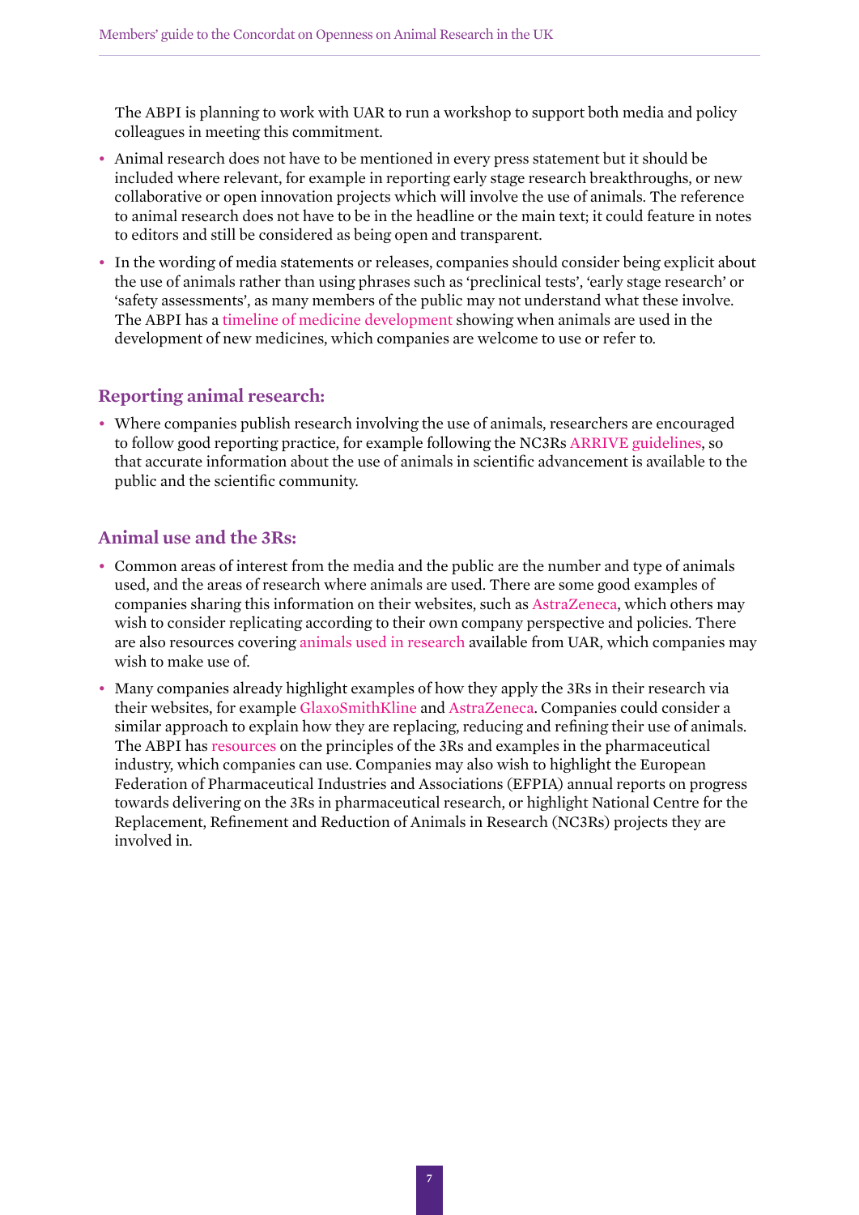The ABPI is planning to work with UAR to run a workshop to support both media and policy colleagues in meeting this commitment.

- Animal research does not have to be mentioned in every press statement but it should be included where relevant, for example in reporting early stage research breakthroughs, or new collaborative or open innovation projects which will involve the use of animals. The reference to animal research does not have to be in the headline or the main text; it could feature in notes to editors and still be considered as being open and transparent.
- In the wording of media statements or releases, companies should consider being explicit about the use of animals rather than using phrases such as 'preclinical tests', 'early stage research' or 'safety assessments', as many members of the public may not understand what these involve. The ABPI has a timeline of medicine development showing when animals are used in the development of new medicines, which companies are welcome to use or refer to.

## Reporting animal research:

- Where companies publish research involving the use of animals, researchers are encouraged to follow good reporting practice, for example following the NC3Rs ARRIVE guidelines, so that accurate information about the use of animals in scientific advancement is available to the public and the scientific community.

## Animal use and the 3Rs:

- Common areas of interest from the media and the public are the number and type of animals used, and the areas of research where animals are used. There are some good examples of companies sharing this information on their websites, such as AstraZeneca, which others may wish to consider replicating according to their own company perspective and policies. There are also resources covering animals used in research available from UAR, which companies may wish to make use of.
- Many companies already highlight examples of how they apply the 3Rs in their research via their websites, for example GlaxoSmithKline and AstraZeneca. Companies could consider a similar approach to explain how they are replacing, reducing and refining their use of animals. The ABPI has resources on the principles of the 3Rs and examples in the pharmaceutical industry, which companies can use. Companies may also wish to highlight the European Federation of Pharmaceutical Industries and Associations (EFPIA) annual reports on progress towards delivering on the 3Rs in pharmaceutical research, or highlight National Centre for the Replacement, Refinement and Reduction of Animals in Research (NC3Rs) projects they are involved in.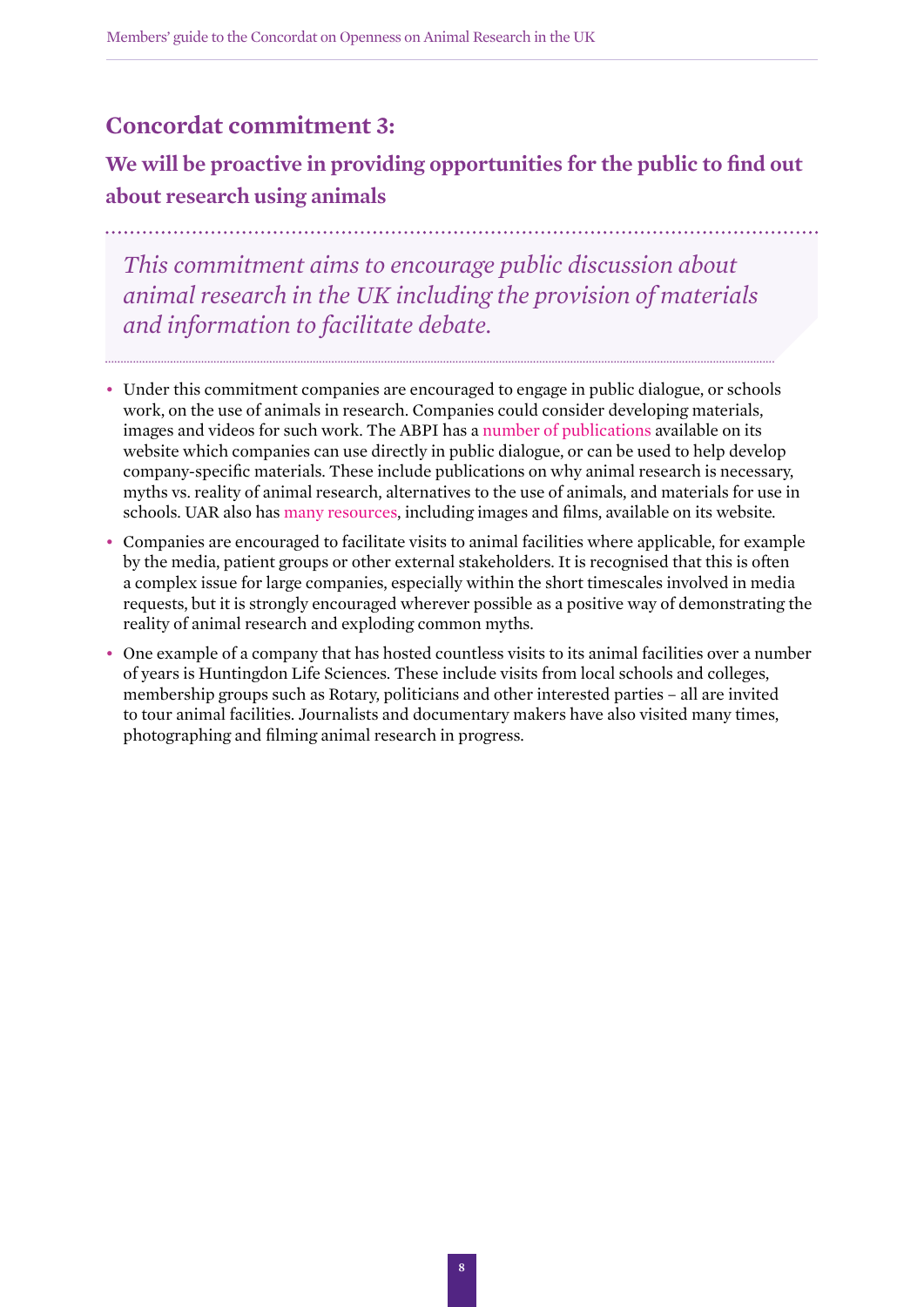## Concordat commitment 3:

### We will be proactive in providing opportunities for the public to find out about research using animals

*This commitment aims to encourage public discussion about animal research in the UK including the provision of materials and information to facilitate debate.*

- Under this commitment companies are encouraged to engage in public dialogue, or schools work, on the use of animals in research. Companies could consider developing materials, images and videos for such work. The ABPI has a number of publications available on its website which companies can use directly in public dialogue, or can be used to help develop company-specific materials. These include publications on why animal research is necessary, myths vs. reality of animal research, alternatives to the use of animals, and materials for use in schools. UAR also has many resources, including images and films, available on its website.
- Companies are encouraged to facilitate visits to animal facilities where applicable, for example by the media, patient groups or other external stakeholders. It is recognised that this is often a complex issue for large companies, especially within the short timescales involved in media requests, but it is strongly encouraged wherever possible as a positive way of demonstrating the reality of animal research and exploding common myths.
- One example of a company that has hosted countless visits to its animal facilities over a number of years is Huntingdon Life Sciences. These include visits from local schools and colleges, membership groups such as Rotary, politicians and other interested parties – all are invited to tour animal facilities. Journalists and documentary makers have also visited many times, photographing and filming animal research in progress.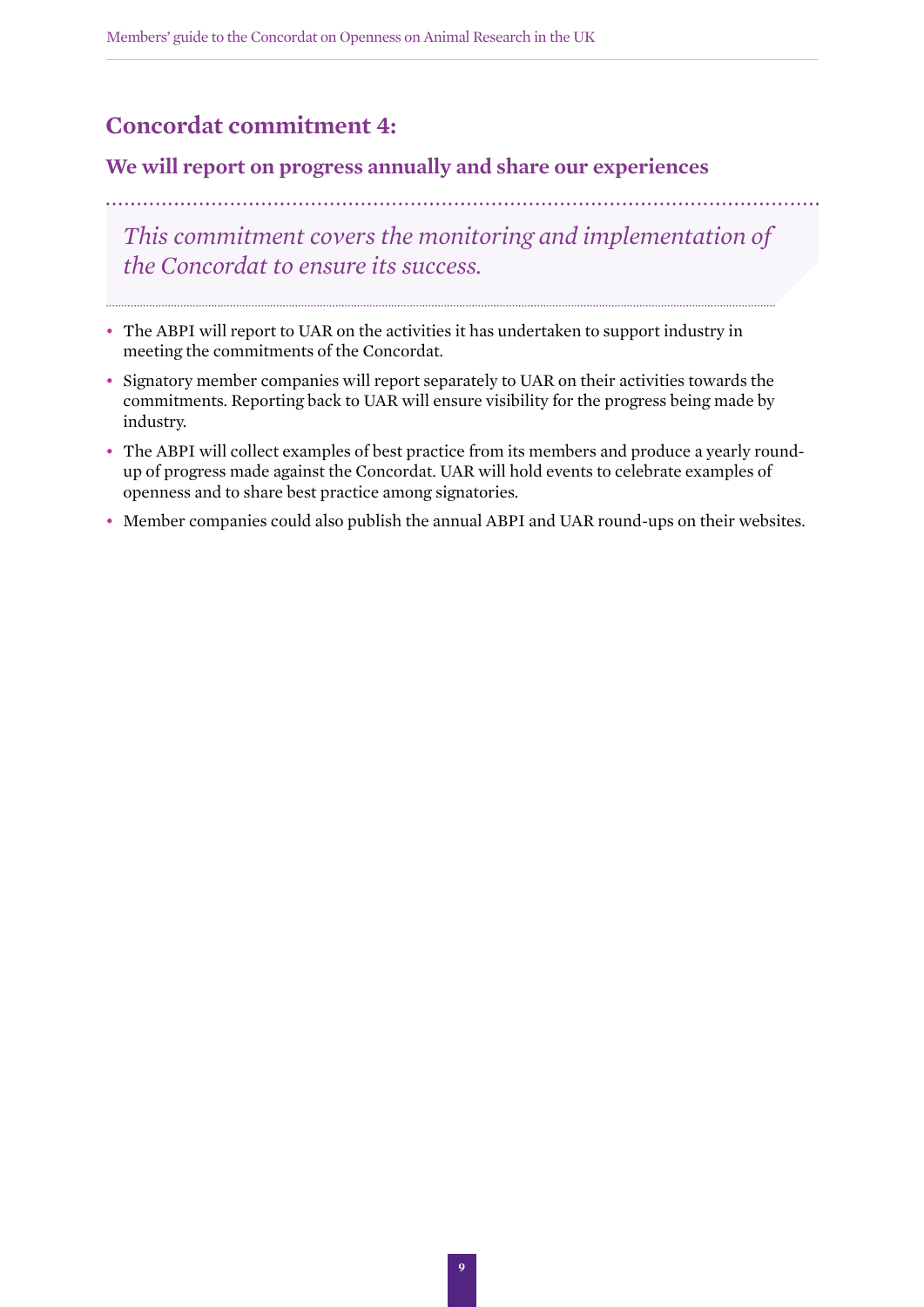## Concordat commitment 4:

### We will report on progress annually and share our experiences

*This commitment covers the monitoring and implementation of the Concordat to ensure its success.*

- The ABPI will report to UAR on the activities it has undertaken to support industry in meeting the commitments of the Concordat.
- Signatory member companies will report separately to UAR on their activities towards the commitments. Reporting back to UAR will ensure visibility for the progress being made by industry.
- The ABPI will collect examples of best practice from its members and produce a yearly round-up of progress made against the Concordat. UAR will hold events to celebrate examples of openness and to share best practice among signatories.
- Member companies could also publish the annual ABPI and UAR round-ups on their websites.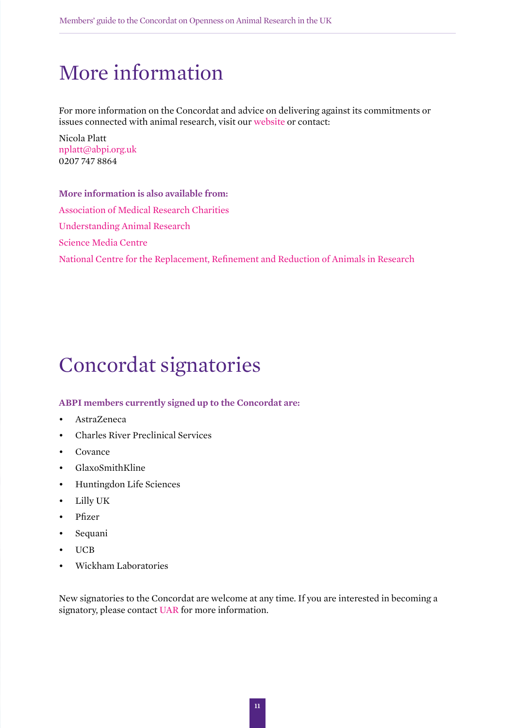# More information

For more information on the Concordat and advice on delivering against its commitments or issues connected with animal research, visit our website or contact:

Nicola Platt
nplatt@abpi.org.uk
0207 747 8864

**More information is also available from:**

Association of Medical Research Charities

Understanding Animal Research

Science Media Centre

National Centre for the Replacement, Refinement and Reduction of Animals in Research

# Concordat signatories

**ABPI members currently signed up to the Concordat are:**

- AstraZeneca
- Charles River Preclinical Services
- Covance
- GlaxoSmithKline
- Huntingdon Life Sciences
- Lilly UK
- Pfizer
- Sequani
- UCB
- Wickham Laboratories

New signatories to the Concordat are welcome at any time. If you are interested in becoming a signatory, please contact UAR for more information.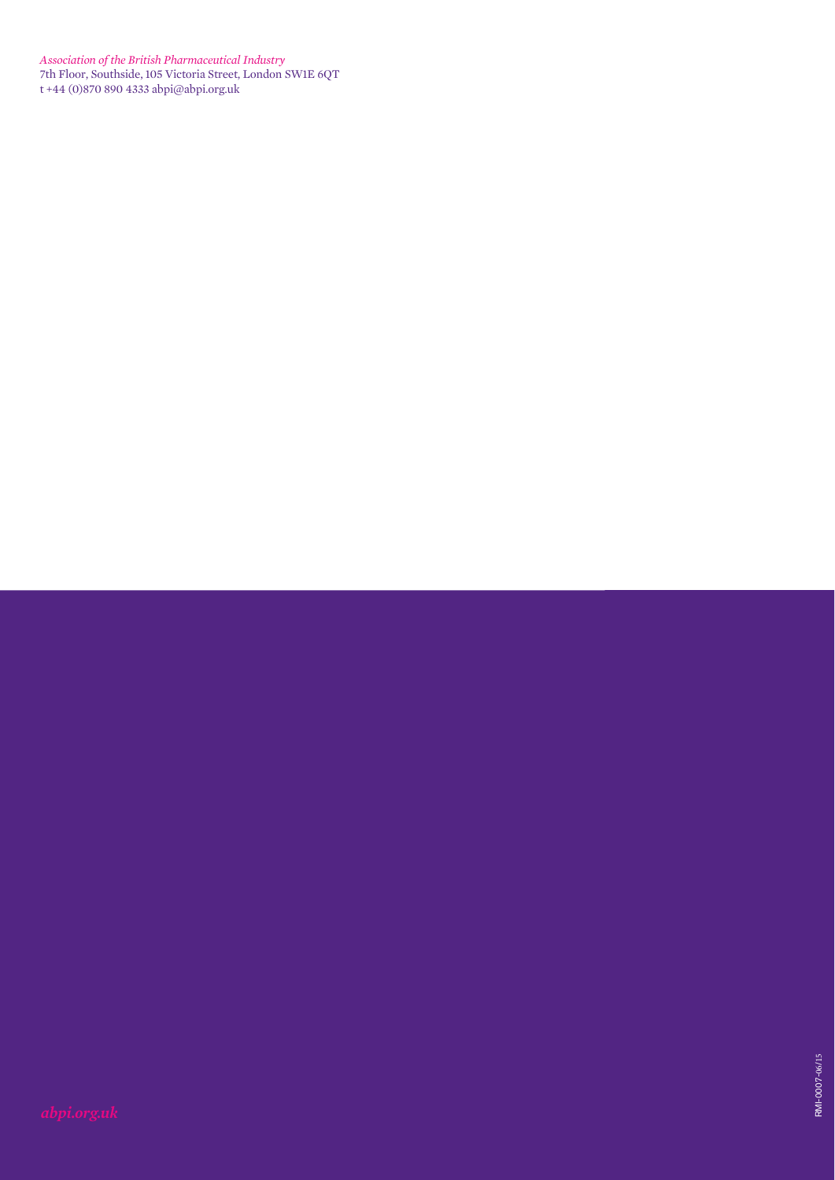*Association of the British Pharmaceutical Industry*
7th Floor, Southside, 105 Victoria Street, London SW1E 6QT
t +44 (0)870 890 4333 abpi@abpi.org.uk

*abpi.org.uk*

RMI-0007-06/15